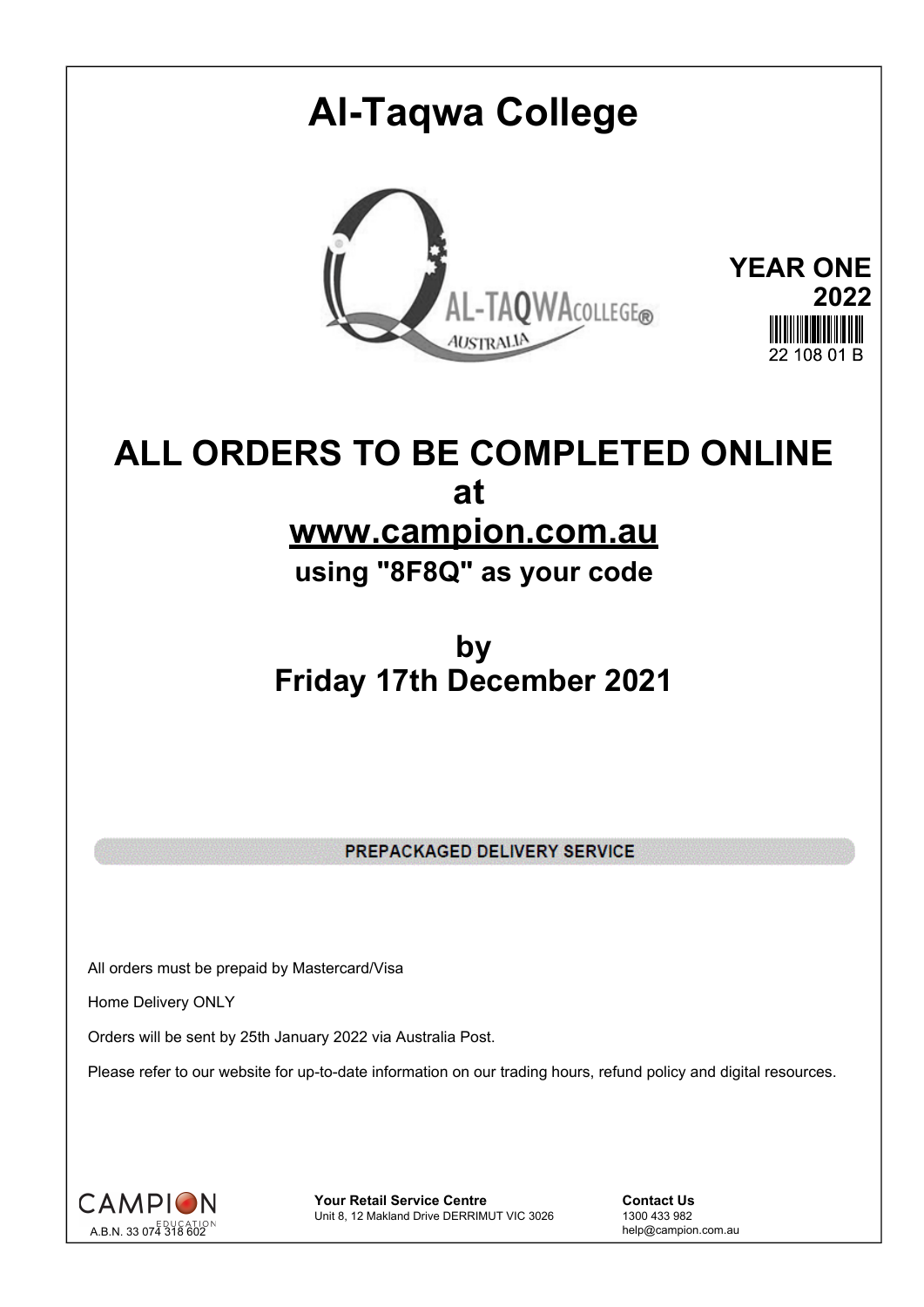# Al-Taqwa College

**YEAR ONE**
**2022**

22 108 01 B

# ALL ORDERS TO BE COMPLETED ONLINE

# at

# www.campion.com.au

## using "8F8Q" as your code

# by

# Friday 17th December 2021

**PREPACKAGED DELIVERY SERVICE**

All orders must be prepaid by Mastercard/Visa

Home Delivery ONLY

Orders will be sent by 25th January 2022 via Australia Post.

Please refer to our website for up-to-date information on our trading hours, refund policy and digital resources.

CAMPION EDUCATION
A.B.N. 33 074 318 602

**Your Retail Service Centre**
Unit 8, 12 Makland Drive DERRIMUT VIC 3026

**Contact Us**
1300 433 982
help@campion.com.au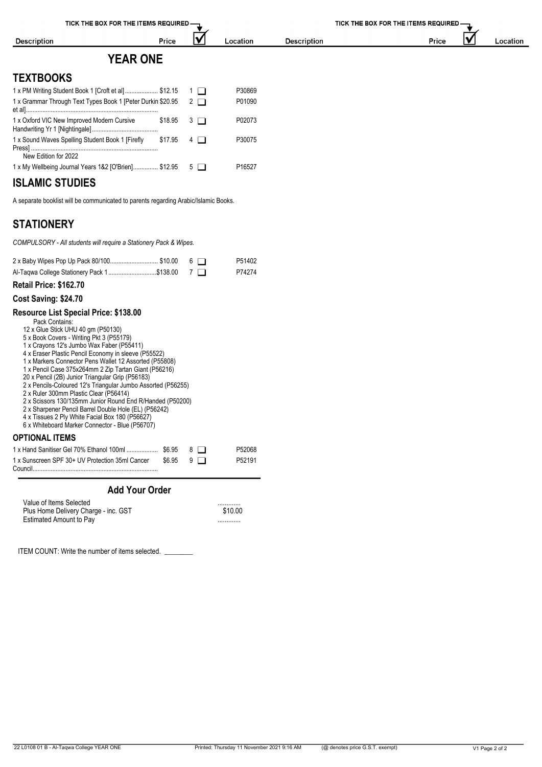# YEAR ONE

## TEXTBOOKS

| Description | Price | ✓ | Location |
|---|---|---|---|
| 1 x PM Writing Student Book 1 [Croft et al] | $12.15 | 1 ☐ | P30869 |
| 1 x Grammar Through Text Types Book 1 [Peter Durkin et al] | $20.95 | 2 ☐ | P01090 |
| 1 x Oxford VIC New Improved Modern Cursive Handwriting Yr 1 [Nightingale] | $18.95 | 3 ☐ | P02073 |
| 1 x Sound Waves Spelling Student Book 1 [Firefly Press] New Edition for 2022 | $17.95 | 4 ☐ | P30075 |
| 1 x My Wellbeing Journal Years 1&2 [O'Brien] | $12.95 | 5 ☐ | P16527 |

## ISLAMIC STUDIES

A separate booklist will be communicated to parents regarding Arabic/Islamic Books.

## STATIONERY

*COMPULSORY - All students will require a Stationery Pack & Wipes.*

| Description | Price | ✓ | Location |
|---|---|---|---|
| 2 x Baby Wipes Pop Up Pack 80/100 | $10.00 | 6 ☐ | P51402 |
| Al-Taqwa College Stationery Pack 1 | $138.00 | 7 ☐ | P74274 |

**Retail Price: $162.70**

**Cost Saving: $24.70**

**Resource List Special Price: $138.00**

Pack Contains:
- 12 x Glue Stick UHU 40 gm (P50130)
- 5 x Book Covers - Writing Pkt 3 (P55179)
- 1 x Crayons 12's Jumbo Wax Faber (P55411)
- 4 x Eraser Plastic Pencil Economy in sleeve (P55522)
- 1 x Markers Connector Pens Wallet 12 Assorted (P55808)
- 1 x Pencil Case 375x264mm 2 Zip Tartan Giant (P56216)
- 20 x Pencil (2B) Junior Triangular Grip (P56183)
- 2 x Pencils-Coloured 12's Triangular Jumbo Assorted (P56255)
- 2 x Ruler 300mm Plastic Clear (P56414)
- 2 x Scissors 130/135mm Junior Round End R/Handed (P50200)
- 2 x Sharpener Pencil Barrel Double Hole (EL) (P56242)
- 4 x Tissues 2 Ply White Facial Box 180 (P56627)
- 6 x Whiteboard Marker Connector - Blue (P56707)

### OPTIONAL ITEMS

| Description | Price | ✓ | Location |
|---|---|---|---|
| 1 x Hand Sanitiser Gel 70% Ethanol 100ml | $6.95 | 8 ☐ | P52068 |
| 1 x Sunscreen SPF 30+ UV Protection 35ml Cancer Council | $6.95 | 9 ☐ | P52191 |

## Add Your Order

| | |
|---|---|
| Value of Items Selected | ............ |
| Plus Home Delivery Charge - inc. GST | $10.00 |
| Estimated Amount to Pay | ............ |

ITEM COUNT: Write the number of items selected. ________

22 L0108 01 B - Al-Taqwa College YEAR ONE    Printed: Thursday 11 November 2021 9:16 AM    (@ denotes price G.S.T. exempt)